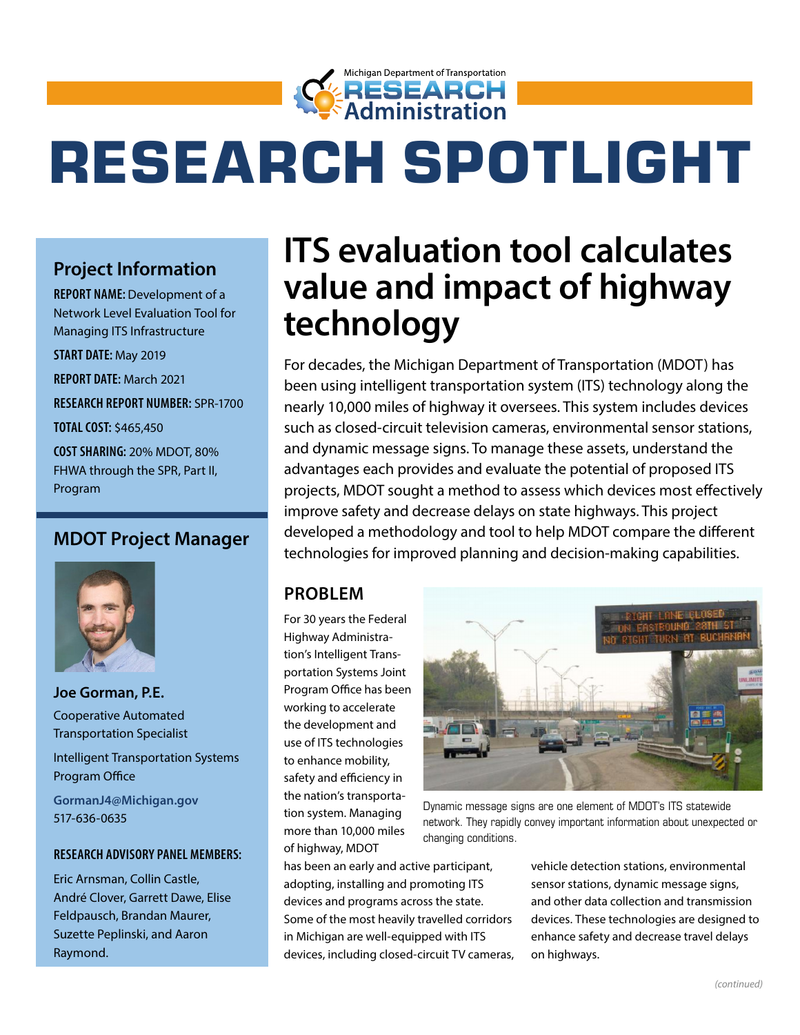Michigan Department of Transportation RESEARCH Administration

# RESEARCH SPOTLIGHT

## Project Information

**REPORT NAME:** Development of a Network Level Evaluation Tool for Managing ITS Infrastructure

**START DATE:** May 2019

**REPORT DATE:** March 2021

**RESEARCH REPORT NUMBER:** SPR-1700

**TOTAL COST:** $465,450

**COST SHARING:** 20% MDOT, 80% FHWA through the SPR, Part II, Program

## MDOT Project Manager

**Joe Gorman, P.E.**

Cooperative Automated Transportation Specialist

Intelligent Transportation Systems Program Office

GormanJ4@Michigan.gov
517-636-0635

**RESEARCH ADVISORY PANEL MEMBERS:**

Eric Arnsman, Collin Castle, André Clover, Garrett Dawe, Elise Feldpausch, Brandan Maurer, Suzette Peplinski, and Aaron Raymond.

# ITS evaluation tool calculates value and impact of highway technology

For decades, the Michigan Department of Transportation (MDOT) has been using intelligent transportation system (ITS) technology along the nearly 10,000 miles of highway it oversees. This system includes devices such as closed-circuit television cameras, environmental sensor stations, and dynamic message signs. To manage these assets, understand the advantages each provides and evaluate the potential of proposed ITS projects, MDOT sought a method to assess which devices most effectively improve safety and decrease delays on state highways. This project developed a methodology and tool to help MDOT compare the different technologies for improved planning and decision-making capabilities.

## PROBLEM

For 30 years the Federal Highway Administration's Intelligent Transportation Systems Joint Program Office has been working to accelerate the development and use of ITS technologies to enhance mobility, safety and efficiency in the nation's transportation system. Managing more than 10,000 miles of highway, MDOT has been an early and active participant, adopting, installing and promoting ITS devices and programs across the state. Some of the most heavily travelled corridors in Michigan are well-equipped with ITS devices, including closed-circuit TV cameras, vehicle detection stations, environmental sensor stations, dynamic message signs, and other data collection and transmission devices. These technologies are designed to enhance safety and decrease travel delays on highways.

Dynamic message signs are one element of MDOT's ITS statewide network. They rapidly convey important information about unexpected or changing conditions.

*(continued)*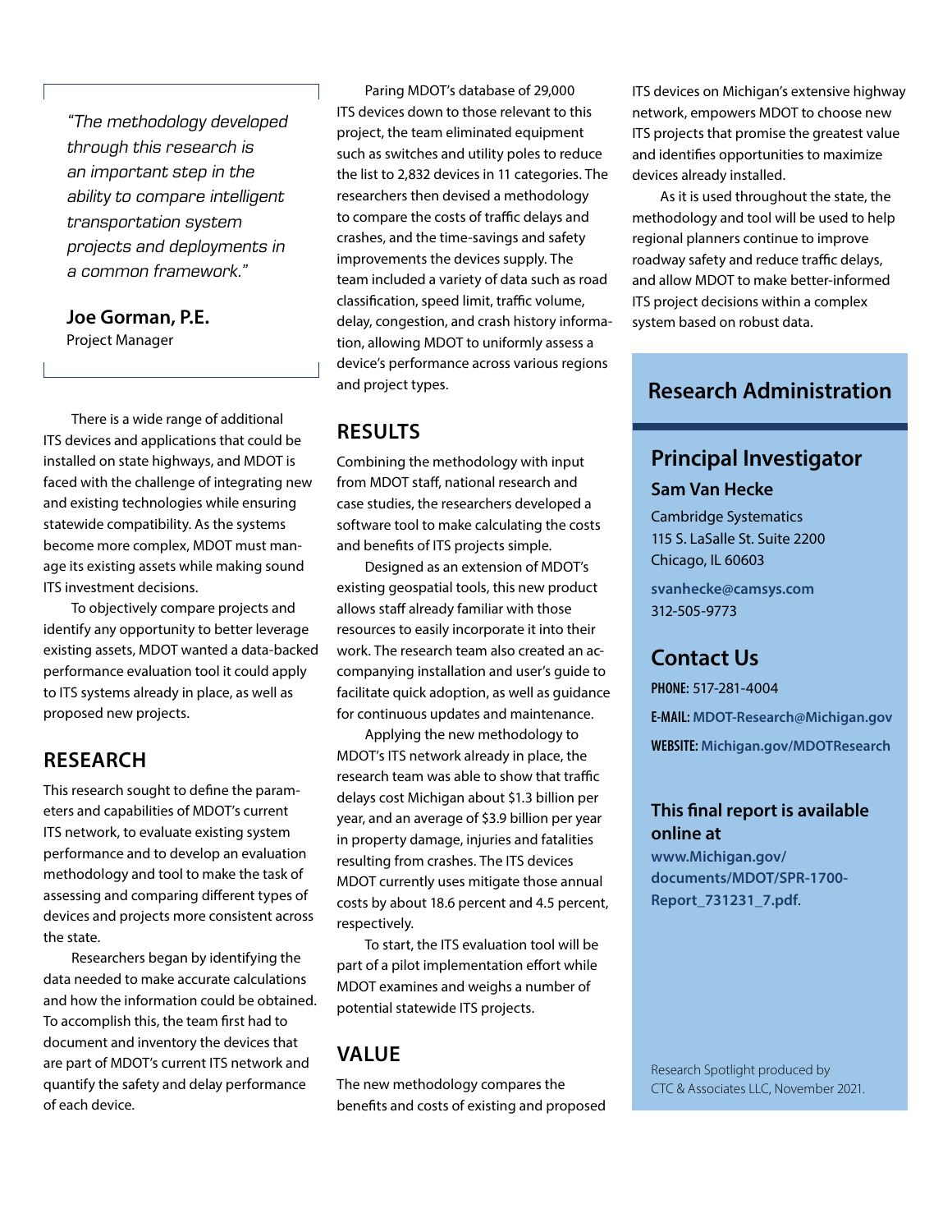*"The methodology developed through this research is an important step in the ability to compare intelligent transportation system projects and deployments in a common framework."*

**Joe Gorman, P.E.**
Project Manager

There is a wide range of additional ITS devices and applications that could be installed on state highways, and MDOT is faced with the challenge of integrating new and existing technologies while ensuring statewide compatibility. As the systems become more complex, MDOT must manage its existing assets while making sound ITS investment decisions.

To objectively compare projects and identify any opportunity to better leverage existing assets, MDOT wanted a data-backed performance evaluation tool it could apply to ITS systems already in place, as well as proposed new projects.

## RESEARCH

This research sought to define the parameters and capabilities of MDOT's current ITS network, to evaluate existing system performance and to develop an evaluation methodology and tool to make the task of assessing and comparing different types of devices and projects more consistent across the state.

Researchers began by identifying the data needed to make accurate calculations and how the information could be obtained. To accomplish this, the team first had to document and inventory the devices that are part of MDOT's current ITS network and quantify the safety and delay performance of each device.

Paring MDOT's database of 29,000 ITS devices down to those relevant to this project, the team eliminated equipment such as switches and utility poles to reduce the list to 2,832 devices in 11 categories. The researchers then devised a methodology to compare the costs of traffic delays and crashes, and the time-savings and safety improvements the devices supply. The team included a variety of data such as road classification, speed limit, traffic volume, delay, congestion, and crash history information, allowing MDOT to uniformly assess a device's performance across various regions and project types.

## RESULTS

Combining the methodology with input from MDOT staff, national research and case studies, the researchers developed a software tool to make calculating the costs and benefits of ITS projects simple.

Designed as an extension of MDOT's existing geospatial tools, this new product allows staff already familiar with those resources to easily incorporate it into their work. The research team also created an accompanying installation and user's guide to facilitate quick adoption, as well as guidance for continuous updates and maintenance.

Applying the new methodology to MDOT's ITS network already in place, the research team was able to show that traffic delays cost Michigan about $1.3 billion per year, and an average of $3.9 billion per year in property damage, injuries and fatalities resulting from crashes. The ITS devices MDOT currently uses mitigate those annual costs by about 18.6 percent and 4.5 percent, respectively.

To start, the ITS evaluation tool will be part of a pilot implementation effort while MDOT examines and weighs a number of potential statewide ITS projects.

## VALUE

The new methodology compares the benefits and costs of existing and proposed ITS devices on Michigan's extensive highway network, empowers MDOT to choose new ITS projects that promise the greatest value and identifies opportunities to maximize devices already installed.

As it is used throughout the state, the methodology and tool will be used to help regional planners continue to improve roadway safety and reduce traffic delays, and allow MDOT to make better-informed ITS project decisions within a complex system based on robust data.

## Research Administration

### Principal Investigator

**Sam Van Hecke**

Cambridge Systematics
115 S. LaSalle St. Suite 2200
Chicago, IL 60603

**svanhecke@camsys.com**
312-505-9773

### Contact Us

**PHONE:** 517-281-4004

**E-MAIL:** **MDOT-Research@Michigan.gov**

**WEBSITE:** **Michigan.gov/MDOTResearch**

**This final report is available online at**
**www.Michigan.gov/documents/MDOT/SPR-1700-Report_731231_7.pdf**.

Research Spotlight produced by CTC & Associates LLC, November 2021.